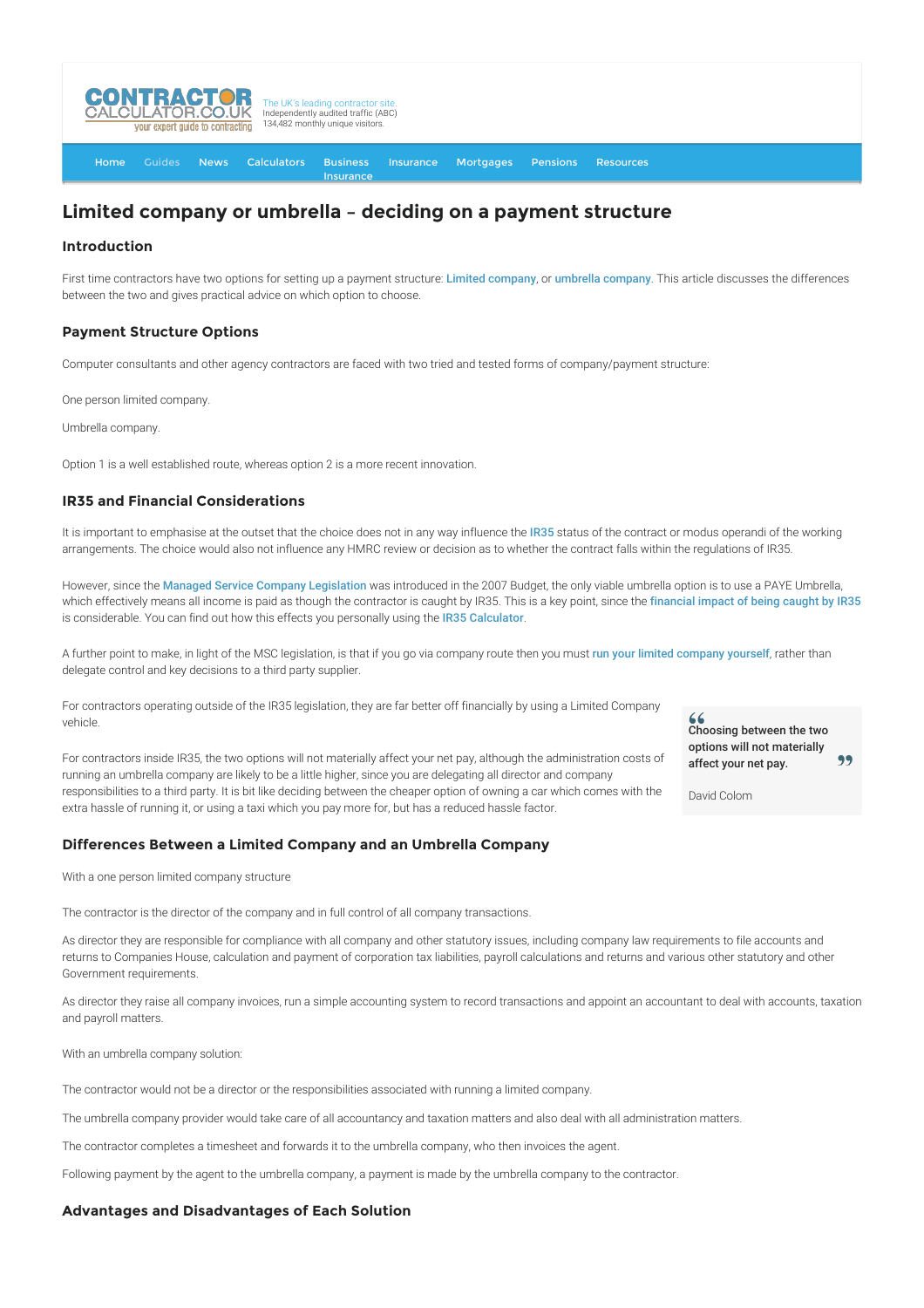# Limited company or umbrella – deciding on a payment structure

## Introduction

First time contractors have two options for setting up a payment structure: Limited company, or umbrella company. This article discusses the differences between the two and gives practical advice on which option to choose.

## Payment Structure Options

Computer consultants and other agency contractors are faced with two tried and tested forms of company/payment structure:

One person limited company.

Umbrella company.

Option 1 is a well established route, whereas option 2 is a more recent innovation.

## IR35 and Financial Considerations

It is important to emphasise at the outset that the choice does not in any way influence the IR35 status of the contract or modus operandi of the working arrangements. The choice would also not influence any HMRC review or decision as to whether the contract falls within the regulations of IR35.

However, since the Managed Service Company Legislation was introduced in the 2007 Budget, the only viable umbrella option is to use a PAYE Umbrella, which effectively means all income is paid as though the contractor is caught by IR35. This is a key point, since the financial impact of being caught by IR35 is considerable. You can find out how this effects you personally using the IR35 Calculator.

A further point to make, in light of the MSC legislation, is that if you go via company route then you must run your limited company yourself, rather than delegate control and key decisions to a third party supplier.

For contractors operating outside of the IR35 legislation, they are far better off financially by using a Limited Company vehicle.

For contractors inside IR35, the two options will not materially affect your net pay, although the administration costs of running an umbrella company are likely to be a little higher, since you are delegating all director and company responsibilities to a third party. It is bit like deciding between the cheaper option of owning a car which comes with the extra hassle of running it, or using a taxi which you pay more for, but has a reduced hassle factor.

> **Choosing between the two options will not materially affect your net pay.**
>
> David Colom

## Differences Between a Limited Company and an Umbrella Company

With a one person limited company structure

The contractor is the director of the company and in full control of all company transactions.

As director they are responsible for compliance with all company and other statutory issues, including company law requirements to file accounts and returns to Companies House, calculation and payment of corporation tax liabilities, payroll calculations and returns and various other statutory and other Government requirements.

As director they raise all company invoices, run a simple accounting system to record transactions and appoint an accountant to deal with accounts, taxation and payroll matters.

With an umbrella company solution:

The contractor would not be a director or the responsibilities associated with running a limited company.

The umbrella company provider would take care of all accountancy and taxation matters and also deal with all administration matters.

The contractor completes a timesheet and forwards it to the umbrella company, who then invoices the agent.

Following payment by the agent to the umbrella company, a payment is made by the umbrella company to the contractor.

## Advantages and Disadvantages of Each Solution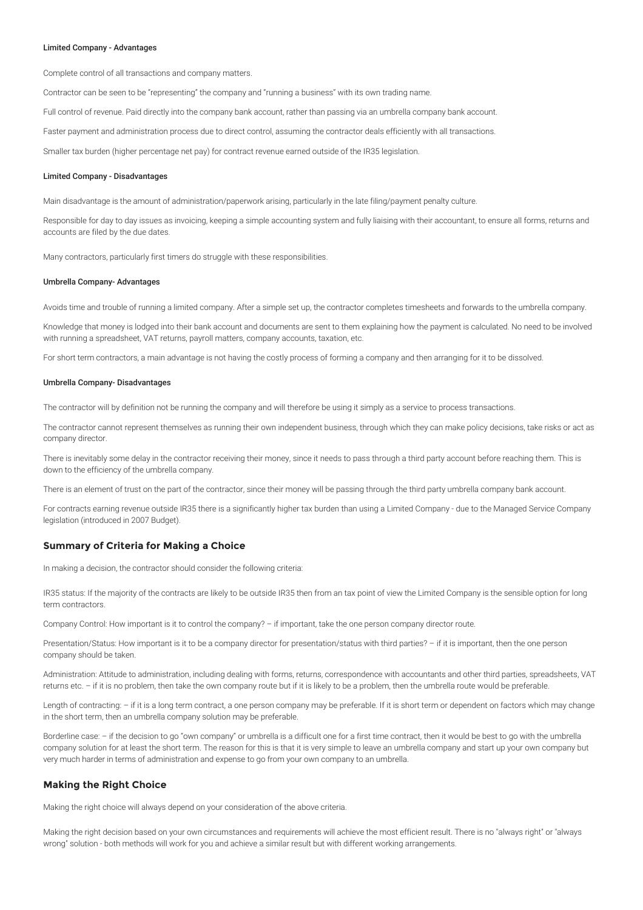#### Limited Company - Advantages

Complete control of all transactions and company matters.

Contractor can be seen to be "representing" the company and "running a business" with its own trading name.

Full control of revenue. Paid directly into the company bank account, rather than passing via an umbrella company bank account.

Faster payment and administration process due to direct control, assuming the contractor deals efficiently with all transactions.

Smaller tax burden (higher percentage net pay) for contract revenue earned outside of the IR35 legislation.

#### Limited Company - Disadvantages

Main disadvantage is the amount of administration/paperwork arising, particularly in the late filing/payment penalty culture.

Responsible for day to day issues as invoicing, keeping a simple accounting system and fully liaising with their accountant, to ensure all forms, returns and accounts are filed by the due dates.

Many contractors, particularly first timers do struggle with these responsibilities.

#### Umbrella Company- Advantages

Avoids time and trouble of running a limited company. After a simple set up, the contractor completes timesheets and forwards to the umbrella company.

Knowledge that money is lodged into their bank account and documents are sent to them explaining how the payment is calculated. No need to be involved with running a spreadsheet, VAT returns, payroll matters, company accounts, taxation, etc.

For short term contractors, a main advantage is not having the costly process of forming a company and then arranging for it to be dissolved.

#### Umbrella Company- Disadvantages

The contractor will by definition not be running the company and will therefore be using it simply as a service to process transactions.

The contractor cannot represent themselves as running their own independent business, through which they can make policy decisions, take risks or act as company director.

There is inevitably some delay in the contractor receiving their money, since it needs to pass through a third party account before reaching them. This is down to the efficiency of the umbrella company.

There is an element of trust on the part of the contractor, since their money will be passing through the third party umbrella company bank account.

For contracts earning revenue outside IR35 there is a significantly higher tax burden than using a Limited Company - due to the Managed Service Company legislation (introduced in 2007 Budget).

### Summary of Criteria for Making a Choice

In making a decision, the contractor should consider the following criteria:

IR35 status: If the majority of the contracts are likely to be outside IR35 then from an tax point of view the Limited Company is the sensible option for long term contractors.

Company Control: How important is it to control the company? – if important, take the one person company director route.

Presentation/Status: How important is it to be a company director for presentation/status with third parties? – if it is important, then the one person company should be taken.

Administration: Attitude to administration, including dealing with forms, returns, correspondence with accountants and other third parties, spreadsheets, VAT returns etc. – if it is no problem, then take the own company route but if it is likely to be a problem, then the umbrella route would be preferable.

Length of contracting: – if it is a long term contract, a one person company may be preferable. If it is short term or dependent on factors which may change in the short term, then an umbrella company solution may be preferable.

Borderline case: – if the decision to go "own company" or umbrella is a difficult one for a first time contract, then it would be best to go with the umbrella company solution for at least the short term. The reason for this is that it is very simple to leave an umbrella company and start up your own company but very much harder in terms of administration and expense to go from your own company to an umbrella.

### Making the Right Choice

Making the right choice will always depend on your consideration of the above criteria.

Making the right decision based on your own circumstances and requirements will achieve the most efficient result. There is no "always right" or "always wrong" solution - both methods will work for you and achieve a similar result but with different working arrangements.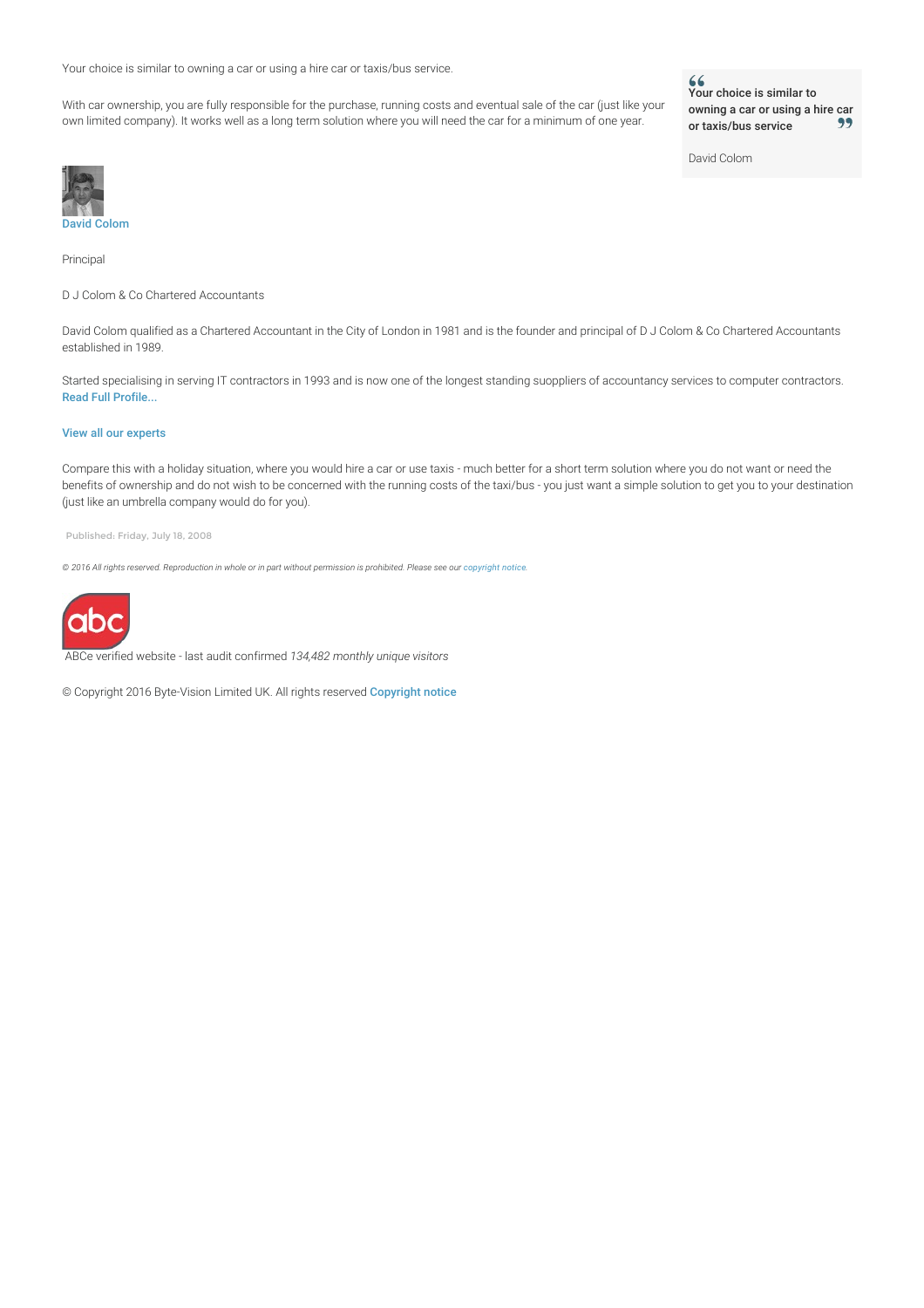Your choice is similar to owning a car or using a hire car or taxis/bus service.

With car ownership, you are fully responsible for the purchase, running costs and eventual sale of the car (just like your own limited company). It works well as a long term solution where you will need the car for a minimum of one year.

> **Your choice is similar to owning a car or using a hire car or taxis/bus service**
>
> David Colom

**David Colom**

Principal

D J Colom & Co Chartered Accountants

David Colom qualified as a Chartered Accountant in the City of London in 1981 and is the founder and principal of D J Colom & Co Chartered Accountants established in 1989.

Started specialising in serving IT contractors in 1993 and is now one of the longest standing suoppliers of accountancy services to computer contractors. Read Full Profile...

View all our experts

Compare this with a holiday situation, where you would hire a car or use taxis - much better for a short term solution where you do not want or need the benefits of ownership and do not wish to be concerned with the running costs of the taxi/bus - you just want a simple solution to get you to your destination (just like an umbrella company would do for you).

Published: Friday, July 18, 2008

*© 2016 All rights reserved. Reproduction in whole or in part without permission is prohibited. Please see our copyright notice.*

ABCe verified website - last audit confirmed *134,482 monthly unique visitors*

© Copyright 2016 Byte-Vision Limited UK. All rights reserved Copyright notice